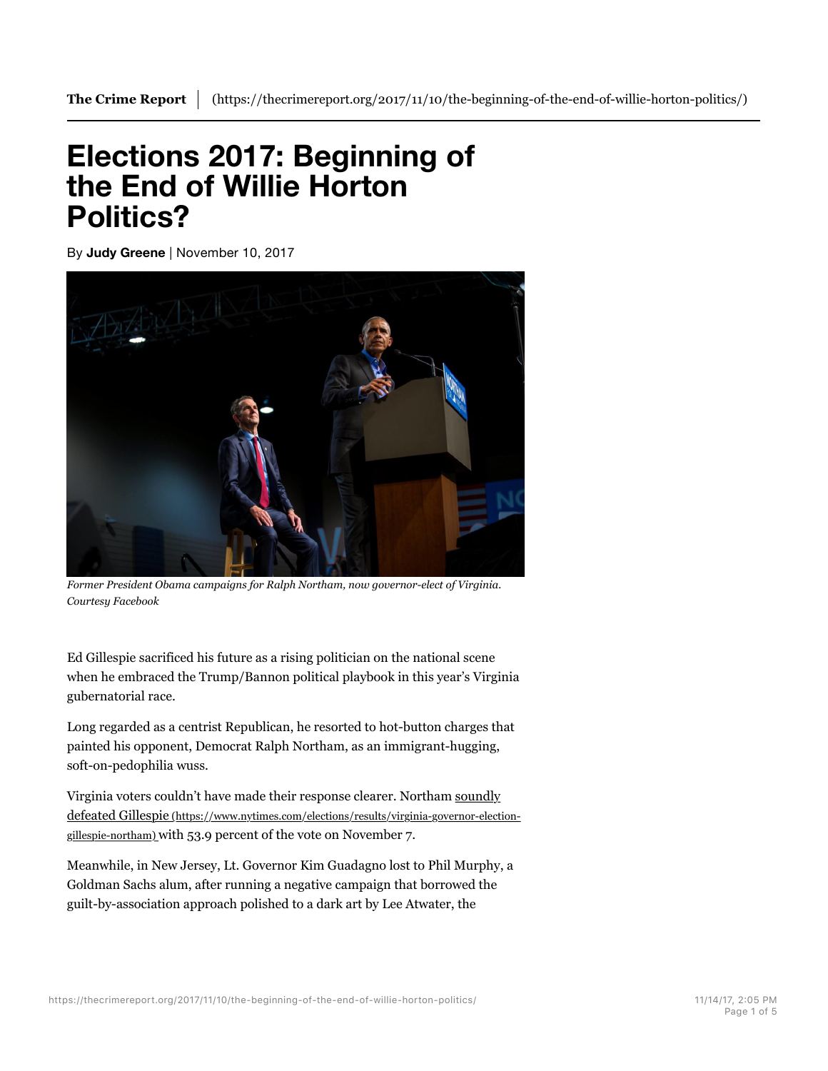The Crime Report | (https://thecrimereport.org/2017/11/10/the-beginning-of-the-end-of-willie-horton-politics/)

# Elections 2017: Beginning of the End of Willie Horton Politics?

By **Judy Greene** | November 10, 2017

*Former President Obama campaigns for Ralph Northam, now governor-elect of Virginia. Courtesy Facebook*

Ed Gillespie sacrificed his future as a rising politician on the national scene when he embraced the Trump/Bannon political playbook in this year's Virginia gubernatorial race.

Long regarded as a centrist Republican, he resorted to hot-button charges that painted his opponent, Democrat Ralph Northam, as an immigrant-hugging, soft-on-pedophilia wuss.

Virginia voters couldn't have made their response clearer. Northam soundly defeated Gillespie (https://www.nytimes.com/elections/results/virginia-governor-election-gillespie-northam) with 53.9 percent of the vote on November 7.

Meanwhile, in New Jersey, Lt. Governor Kim Guadagno lost to Phil Murphy, a Goldman Sachs alum, after running a negative campaign that borrowed the guilt-by-association approach polished to a dark art by Lee Atwater, the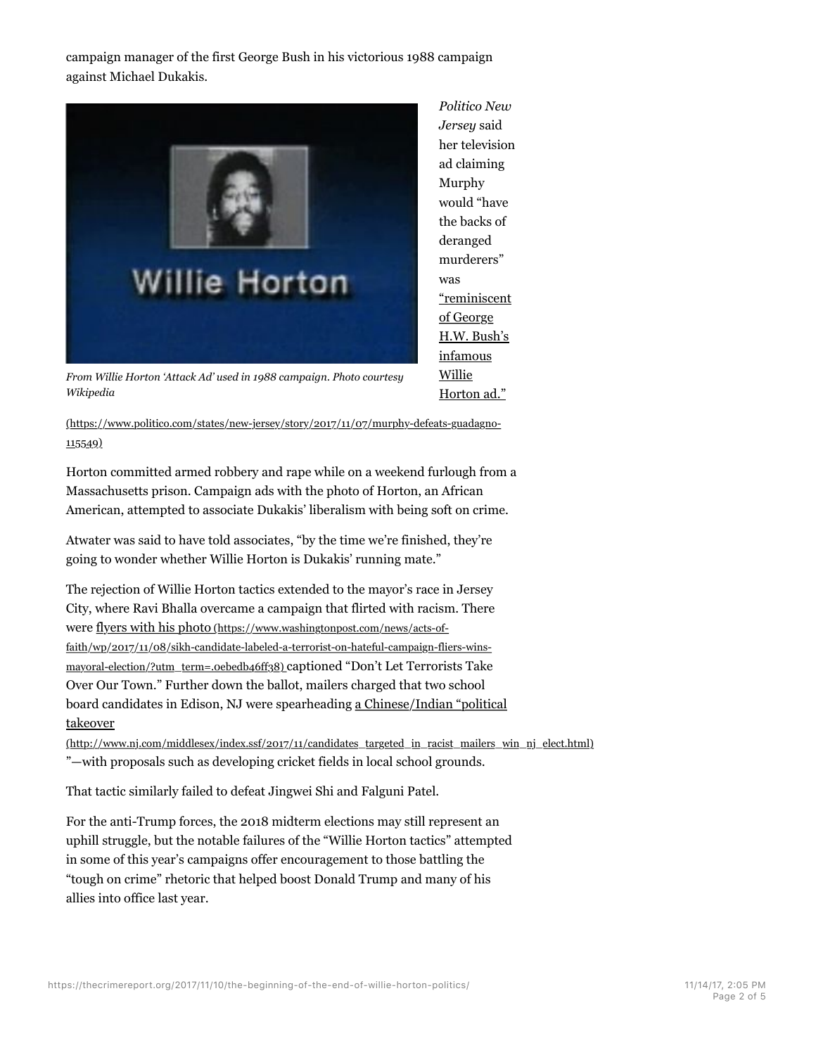campaign manager of the first George Bush in his victorious 1988 campaign against Michael Dukakis.

From Willie Horton 'Attack Ad' used in 1988 campaign. Photo courtesy Wikipedia

*Politico New Jersey* said her television ad claiming Murphy would "have the backs of deranged murderers" was "reminiscent of George H.W. Bush's infamous Willie Horton ad." (https://www.politico.com/states/new-jersey/story/2017/11/07/murphy-defeats-guadagno-115549)

Horton committed armed robbery and rape while on a weekend furlough from a Massachusetts prison. Campaign ads with the photo of Horton, an African American, attempted to associate Dukakis' liberalism with being soft on crime.

Atwater was said to have told associates, "by the time we're finished, they're going to wonder whether Willie Horton is Dukakis' running mate."

The rejection of Willie Horton tactics extended to the mayor's race in Jersey City, where Ravi Bhalla overcame a campaign that flirted with racism. There were flyers with his photo (https://www.washingtonpost.com/news/acts-of-faith/wp/2017/11/08/sikh-candidate-labeled-a-terrorist-on-hateful-campaign-fliers-wins-mayoral-election/?utm_term=.0ebedb46ff38) captioned "Don't Let Terrorists Take Over Our Town." Further down the ballot, mailers charged that two school board candidates in Edison, NJ were spearheading a Chinese/Indian "political takeover (http://www.nj.com/middlesex/index.ssf/2017/11/candidates_targeted_in_racist_mailers_win_nj_elect.html)"—with proposals such as developing cricket fields in local school grounds.

That tactic similarly failed to defeat Jingwei Shi and Falguni Patel.

For the anti-Trump forces, the 2018 midterm elections may still represent an uphill struggle, but the notable failures of the "Willie Horton tactics" attempted in some of this year's campaigns offer encouragement to those battling the "tough on crime" rhetoric that helped boost Donald Trump and many of his allies into office last year.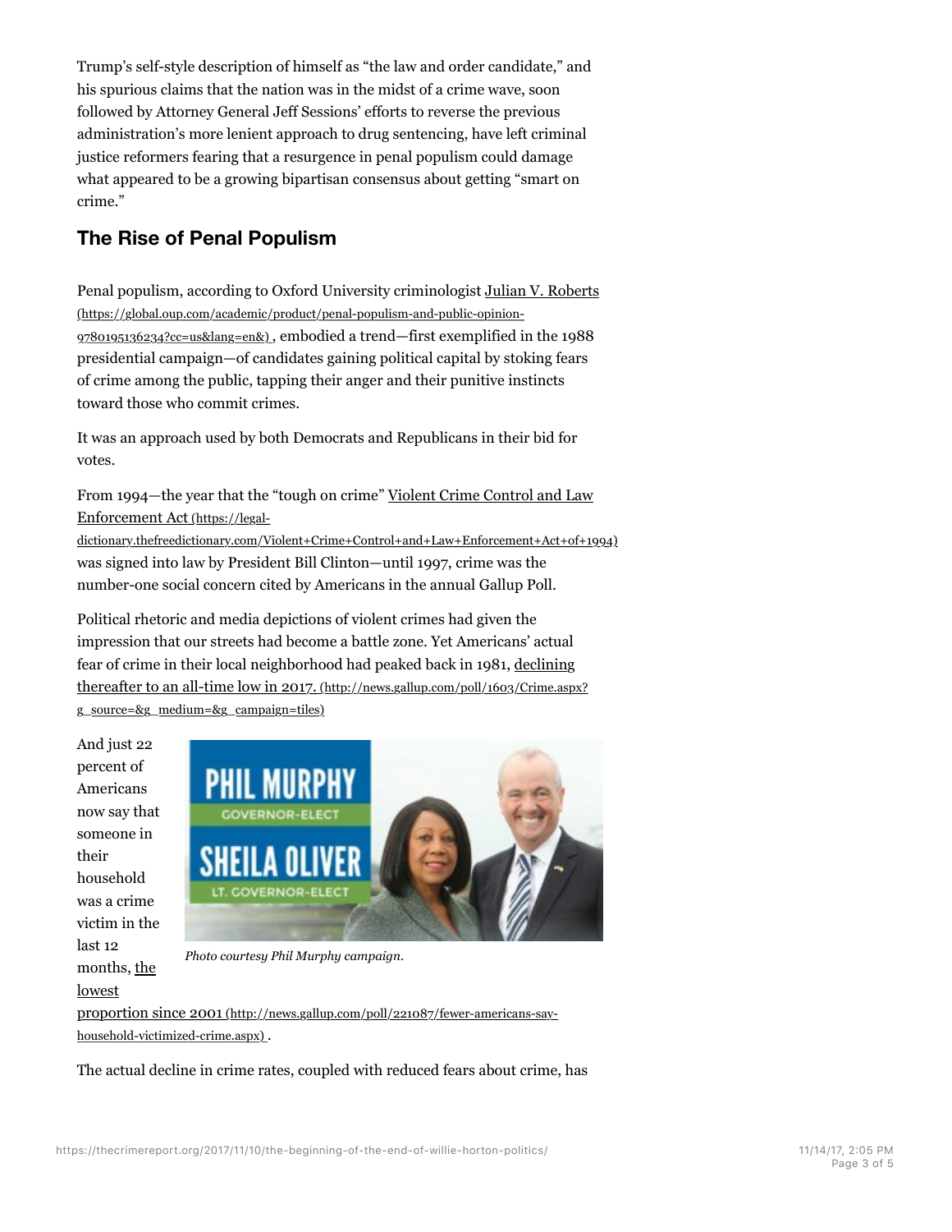Trump's self-style description of himself as "the law and order candidate," and his spurious claims that the nation was in the midst of a crime wave, soon followed by Attorney General Jeff Sessions' efforts to reverse the previous administration's more lenient approach to drug sentencing, have left criminal justice reformers fearing that a resurgence in penal populism could damage what appeared to be a growing bipartisan consensus about getting "smart on crime."

## The Rise of Penal Populism

Penal populism, according to Oxford University criminologist Julian V. Roberts (https://global.oup.com/academic/product/penal-populism-and-public-opinion-9780195136234?cc=us&lang=en&) , embodied a trend—first exemplified in the 1988 presidential campaign—of candidates gaining political capital by stoking fears of crime among the public, tapping their anger and their punitive instincts toward those who commit crimes.

It was an approach used by both Democrats and Republicans in their bid for votes.

From 1994—the year that the "tough on crime" Violent Crime Control and Law Enforcement Act (https://legal-dictionary.thefreedictionary.com/Violent+Crime+Control+and+Law+Enforcement+Act+of+1994) was signed into law by President Bill Clinton—until 1997, crime was the number-one social concern cited by Americans in the annual Gallup Poll.

Political rhetoric and media depictions of violent crimes had given the impression that our streets had become a battle zone. Yet Americans' actual fear of crime in their local neighborhood had peaked back in 1981, declining thereafter to an all-time low in 2017. (http://news.gallup.com/poll/1603/Crime.aspx?g_source=&g_medium=&g_campaign=tiles)

And just 22 percent of Americans now say that someone in their household was a crime victim in the last 12 months, the lowest proportion since 2001 (http://news.gallup.com/poll/221087/fewer-americans-say-household-victimized-crime.aspx) .

*Photo courtesy Phil Murphy campaign.*

The actual decline in crime rates, coupled with reduced fears about crime, has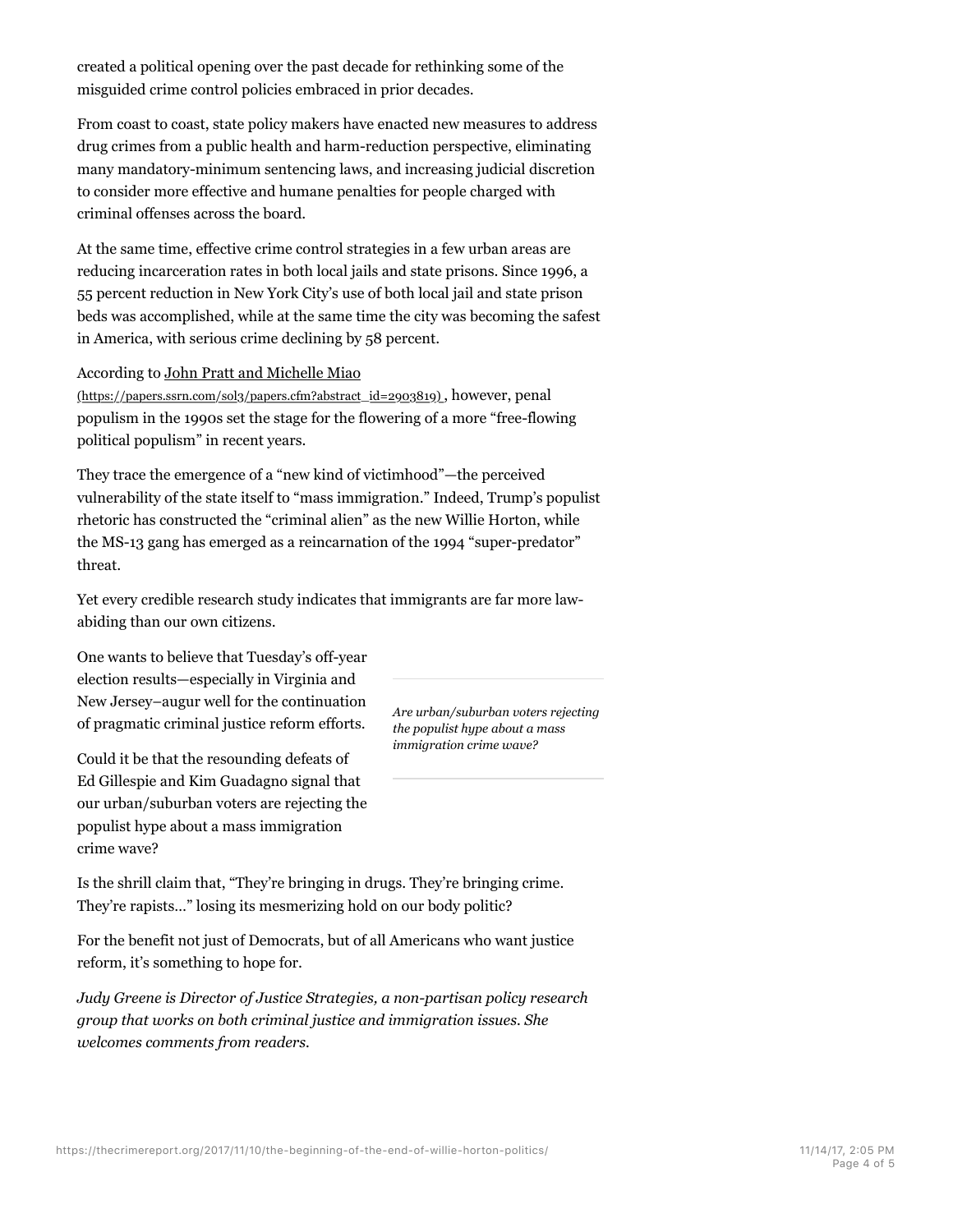created a political opening over the past decade for rethinking some of the misguided crime control policies embraced in prior decades.

From coast to coast, state policy makers have enacted new measures to address drug crimes from a public health and harm-reduction perspective, eliminating many mandatory-minimum sentencing laws, and increasing judicial discretion to consider more effective and humane penalties for people charged with criminal offenses across the board.

At the same time, effective crime control strategies in a few urban areas are reducing incarceration rates in both local jails and state prisons. Since 1996, a 55 percent reduction in New York City's use of both local jail and state prison beds was accomplished, while at the same time the city was becoming the safest in America, with serious crime declining by 58 percent.

According to [John Pratt and Michelle Miao](https://papers.ssrn.com/sol3/papers.cfm?abstract_id=2903819) (https://papers.ssrn.com/sol3/papers.cfm?abstract_id=2903819) , however, penal populism in the 1990s set the stage for the flowering of a more "free-flowing political populism" in recent years.

They trace the emergence of a "new kind of victimhood"—the perceived vulnerability of the state itself to "mass immigration." Indeed, Trump's populist rhetoric has constructed the "criminal alien" as the new Willie Horton, while the MS-13 gang has emerged as a reincarnation of the 1994 "super-predator" threat.

Yet every credible research study indicates that immigrants are far more law-abiding than our own citizens.

One wants to believe that Tuesday's off-year election results—especially in Virginia and New Jersey–augur well for the continuation of pragmatic criminal justice reform efforts.

*Are urban/suburban voters rejecting the populist hype about a mass immigration crime wave?*

Could it be that the resounding defeats of Ed Gillespie and Kim Guadagno signal that our urban/suburban voters are rejecting the populist hype about a mass immigration crime wave?

Is the shrill claim that, "They're bringing in drugs. They're bringing crime. They're rapists…" losing its mesmerizing hold on our body politic?

For the benefit not just of Democrats, but of all Americans who want justice reform, it's something to hope for.

*Judy Greene is Director of Justice Strategies, a non-partisan policy research group that works on both criminal justice and immigration issues. She welcomes comments from readers.*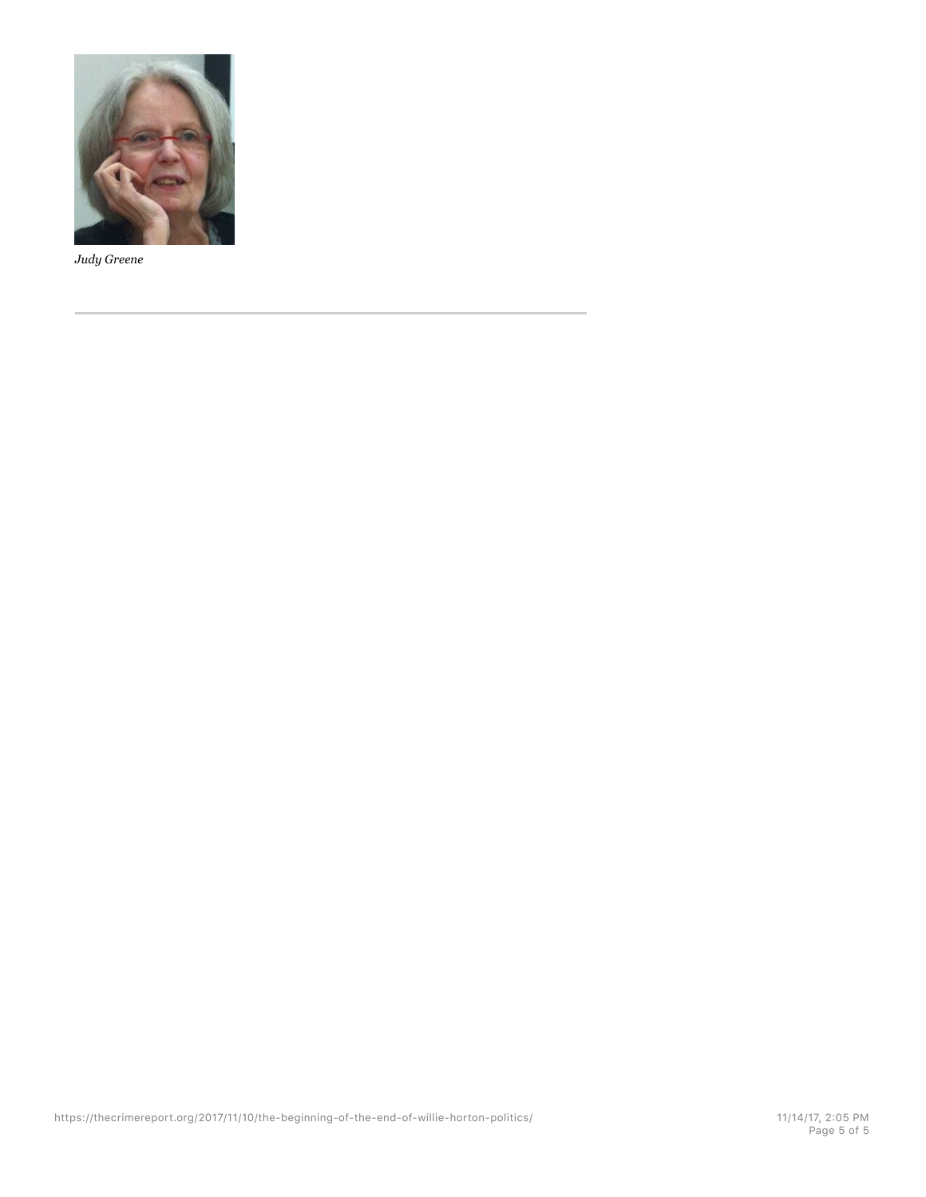*Judy Greene*